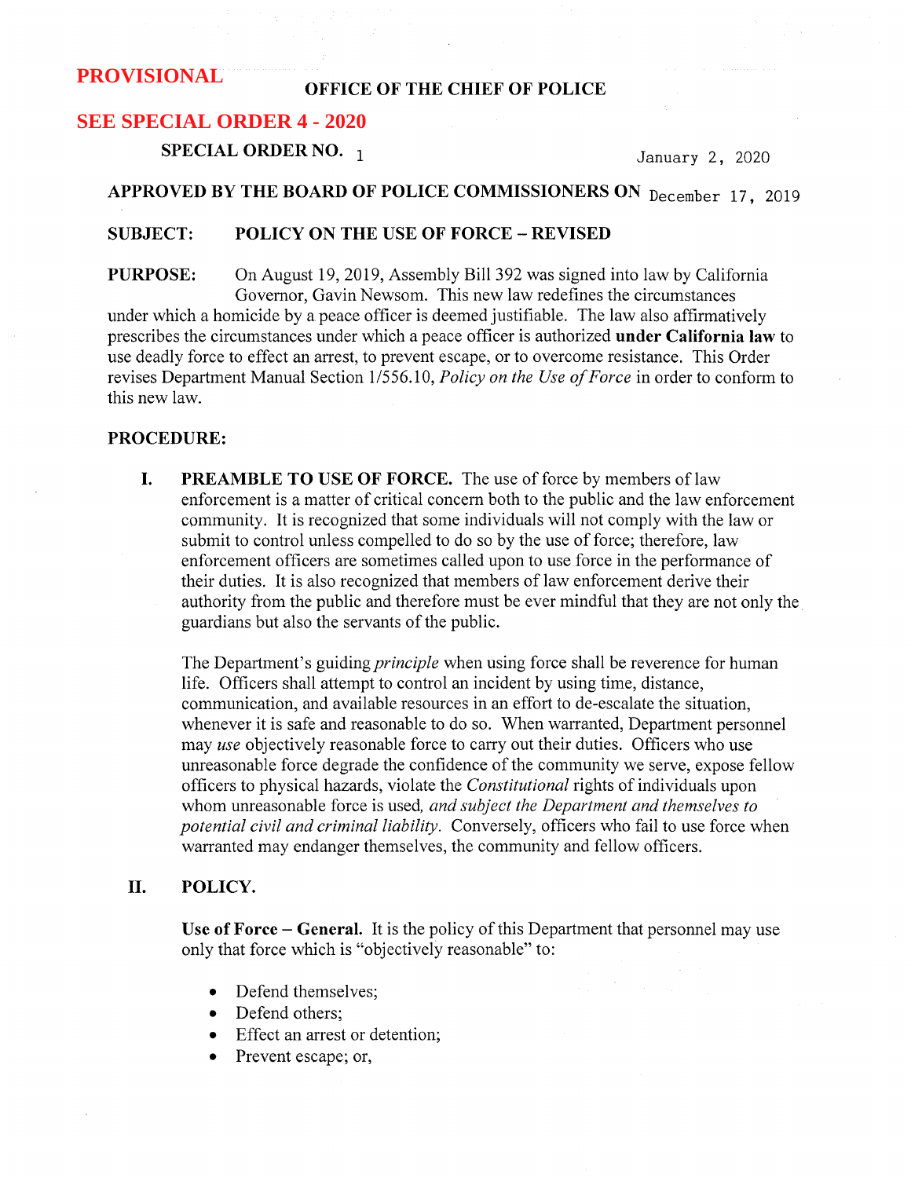**PROVISIONAL**

**SEE SPECIAL ORDER 4 - 2020**

**OFFICE OF THE CHIEF OF POLICE**

**SPECIAL ORDER NO.** 1

January 2, 2020

**APPROVED BY THE BOARD OF POLICE COMMISSIONERS ON** December 17, 2019

**SUBJECT:** **POLICY ON THE USE OF FORCE – REVISED**

**PURPOSE:** On August 19, 2019, Assembly Bill 392 was signed into law by California Governor, Gavin Newsom. This new law redefines the circumstances under which a homicide by a peace officer is deemed justifiable. The law also affirmatively prescribes the circumstances under which a peace officer is authorized **under California law** to use deadly force to effect an arrest, to prevent escape, or to overcome resistance. This Order revises Department Manual Section 1/556.10, *Policy on the Use of Force* in order to conform to this new law.

**PROCEDURE:**

**I. PREAMBLE TO USE OF FORCE.** The use of force by members of law enforcement is a matter of critical concern both to the public and the law enforcement community. It is recognized that some individuals will not comply with the law or submit to control unless compelled to do so by the use of force; therefore, law enforcement officers are sometimes called upon to use force in the performance of their duties. It is also recognized that members of law enforcement derive their authority from the public and therefore must be ever mindful that they are not only the guardians but also the servants of the public.

The Department's guiding *principle* when using force shall be reverence for human life. Officers shall attempt to control an incident by using time, distance, communication, and available resources in an effort to de-escalate the situation, whenever it is safe and reasonable to do so. When warranted, Department personnel may *use* objectively reasonable force to carry out their duties. Officers who use unreasonable force degrade the confidence of the community we serve, expose fellow officers to physical hazards, violate the *Constitutional* rights of individuals upon whom unreasonable force is used, *and subject the Department and themselves to potential civil and criminal liability.* Conversely, officers who fail to use force when warranted may endanger themselves, the community and fellow officers.

**II. POLICY.**

**Use of Force – General.** It is the policy of this Department that personnel may use only that force which is "objectively reasonable" to:

- Defend themselves;
- Defend others;
- Effect an arrest or detention;
- Prevent escape; or,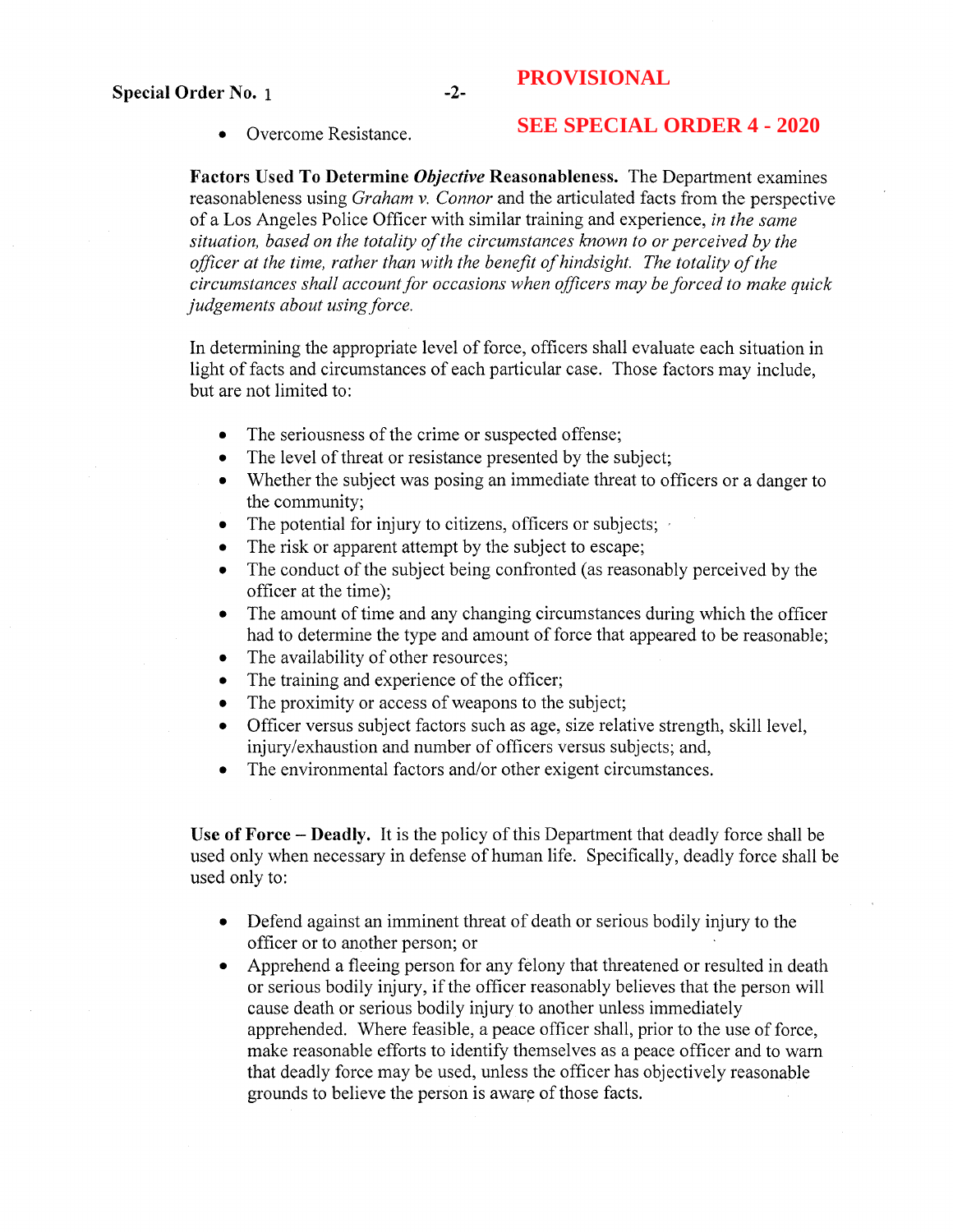**PROVISIONAL**

**SEE SPECIAL ORDER 4 - 2020**

- Overcome Resistance.

**Factors Used To Determine *Objective* Reasonableness.** The Department examines reasonableness using *Graham v. Connor* and the articulated facts from the perspective of a Los Angeles Police Officer with similar training and experience, *in the same situation, based on the totality of the circumstances known to or perceived by the officer at the time, rather than with the benefit of hindsight. The totality of the circumstances shall account for occasions when officers may be forced to make quick judgements about using force.*

In determining the appropriate level of force, officers shall evaluate each situation in light of facts and circumstances of each particular case. Those factors may include, but are not limited to:

- The seriousness of the crime or suspected offense;
- The level of threat or resistance presented by the subject;
- Whether the subject was posing an immediate threat to officers or a danger to the community;
- The potential for injury to citizens, officers or subjects;
- The risk or apparent attempt by the subject to escape;
- The conduct of the subject being confronted (as reasonably perceived by the officer at the time);
- The amount of time and any changing circumstances during which the officer had to determine the type and amount of force that appeared to be reasonable;
- The availability of other resources;
- The training and experience of the officer;
- The proximity or access of weapons to the subject;
- Officer versus subject factors such as age, size relative strength, skill level, injury/exhaustion and number of officers versus subjects; and,
- The environmental factors and/or other exigent circumstances.

**Use of Force – Deadly.** It is the policy of this Department that deadly force shall be used only when necessary in defense of human life. Specifically, deadly force shall be used only to:

- Defend against an imminent threat of death or serious bodily injury to the officer or to another person; or
- Apprehend a fleeing person for any felony that threatened or resulted in death or serious bodily injury, if the officer reasonably believes that the person will cause death or serious bodily injury to another unless immediately apprehended. Where feasible, a peace officer shall, prior to the use of force, make reasonable efforts to identify themselves as a peace officer and to warn that deadly force may be used, unless the officer has objectively reasonable grounds to believe the person is aware of those facts.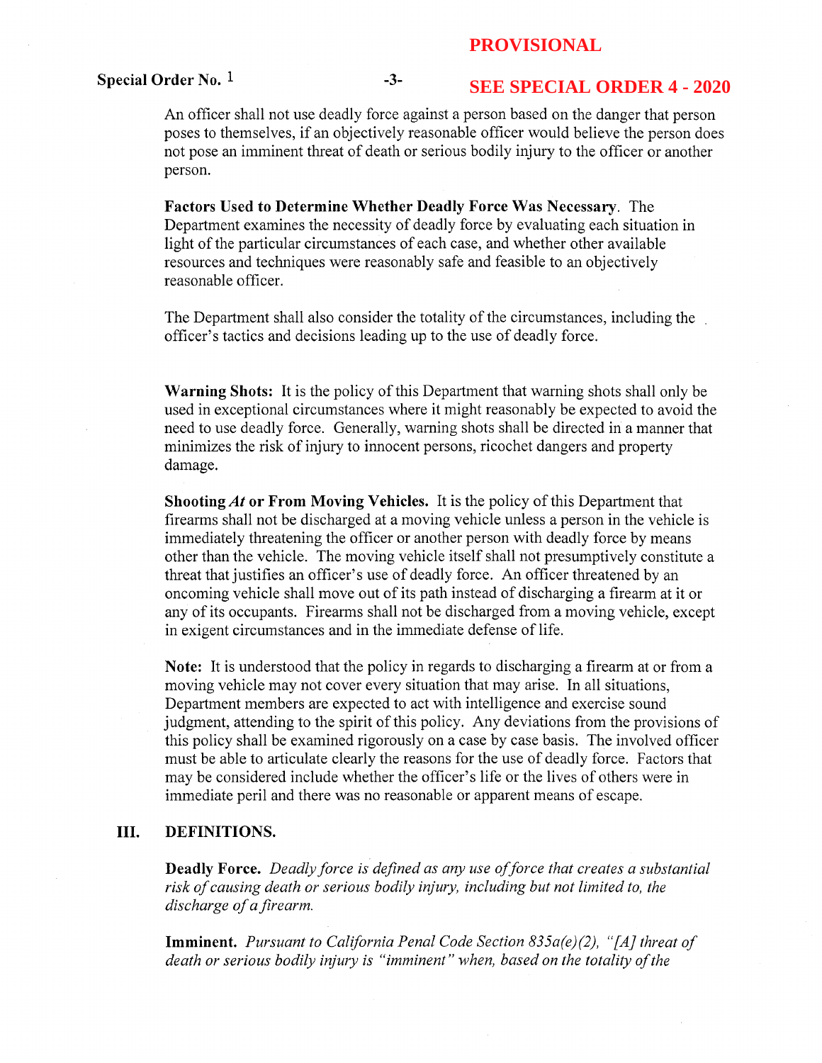**PROVISIONAL**

**SEE SPECIAL ORDER 4 - 2020**

An officer shall not use deadly force against a person based on the danger that person poses to themselves, if an objectively reasonable officer would believe the person does not pose an imminent threat of death or serious bodily injury to the officer or another person.

**Factors Used to Determine Whether Deadly Force Was Necessary**. The Department examines the necessity of deadly force by evaluating each situation in light of the particular circumstances of each case, and whether other available resources and techniques were reasonably safe and feasible to an objectively reasonable officer.

The Department shall also consider the totality of the circumstances, including the officer's tactics and decisions leading up to the use of deadly force.

**Warning Shots:** It is the policy of this Department that warning shots shall only be used in exceptional circumstances where it might reasonably be expected to avoid the need to use deadly force. Generally, warning shots shall be directed in a manner that minimizes the risk of injury to innocent persons, ricochet dangers and property damage.

**Shooting *At* or From Moving Vehicles.** It is the policy of this Department that firearms shall not be discharged at a moving vehicle unless a person in the vehicle is immediately threatening the officer or another person with deadly force by means other than the vehicle. The moving vehicle itself shall not presumptively constitute a threat that justifies an officer's use of deadly force. An officer threatened by an oncoming vehicle shall move out of its path instead of discharging a firearm at it or any of its occupants. Firearms shall not be discharged from a moving vehicle, except in exigent circumstances and in the immediate defense of life.

**Note:** It is understood that the policy in regards to discharging a firearm at or from a moving vehicle may not cover every situation that may arise. In all situations, Department members are expected to act with intelligence and exercise sound judgment, attending to the spirit of this policy. Any deviations from the provisions of this policy shall be examined rigorously on a case by case basis. The involved officer must be able to articulate clearly the reasons for the use of deadly force. Factors that may be considered include whether the officer's life or the lives of others were in immediate peril and there was no reasonable or apparent means of escape.

## III. DEFINITIONS.

**Deadly Force.** *Deadly force is defined as any use of force that creates a substantial risk of causing death or serious bodily injury, including but not limited to, the discharge of a firearm.*

**Imminent.** *Pursuant to California Penal Code Section 835a(e)(2), "[A] threat of death or serious bodily injury is "imminent" when, based on the totality of the*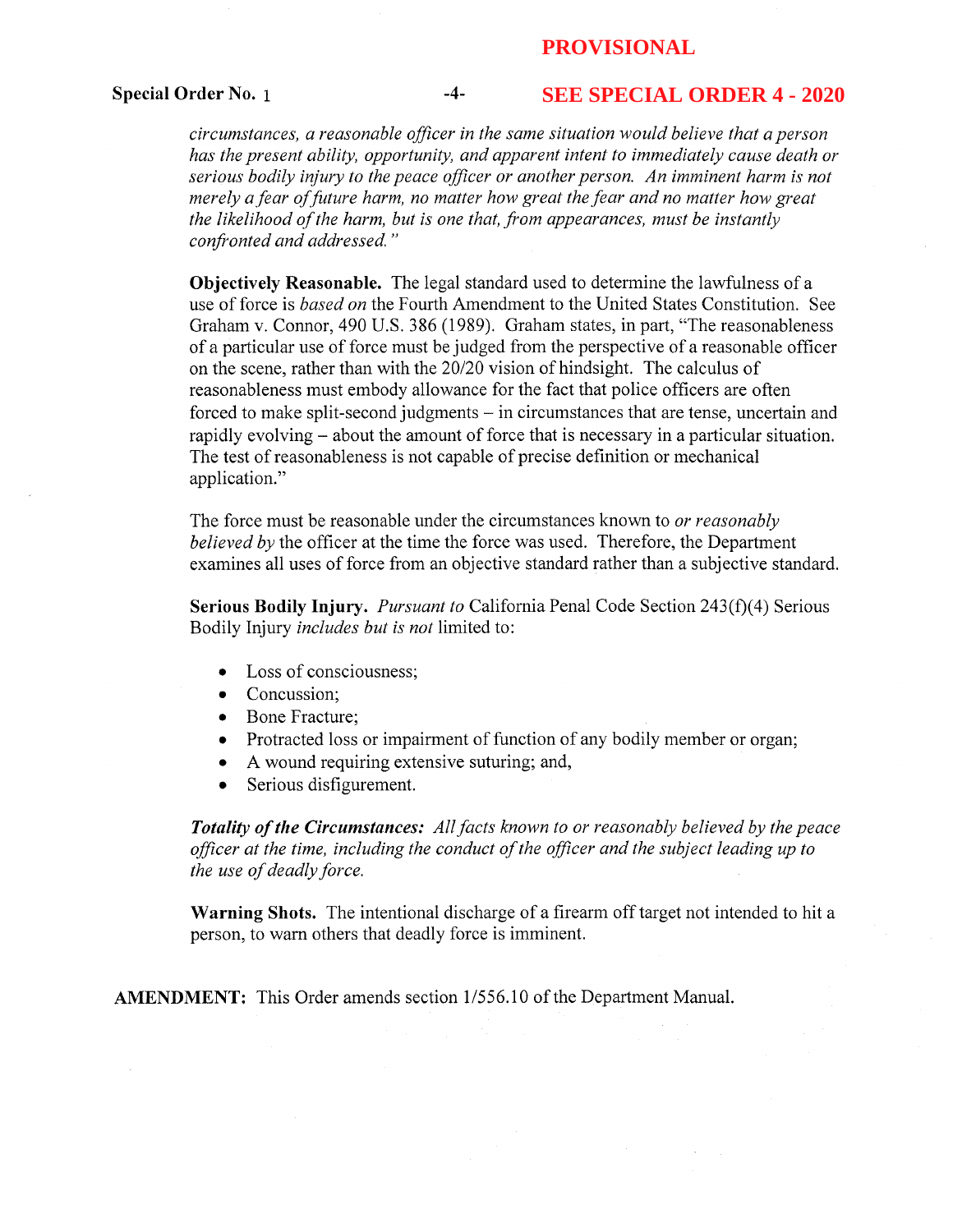*circumstances, a reasonable officer in the same situation would believe that a person has the present ability, opportunity, and apparent intent to immediately cause death or serious bodily injury to the peace officer or another person. An imminent harm is not merely a fear of future harm, no matter how great the fear and no matter how great the likelihood of the harm, but is one that, from appearances, must be instantly confronted and addressed."*

**Objectively Reasonable.** The legal standard used to determine the lawfulness of a use of force is *based on* the Fourth Amendment to the United States Constitution. See Graham v. Connor, 490 U.S. 386 (1989). Graham states, in part, "The reasonableness of a particular use of force must be judged from the perspective of a reasonable officer on the scene, rather than with the 20/20 vision of hindsight. The calculus of reasonableness must embody allowance for the fact that police officers are often forced to make split-second judgments – in circumstances that are tense, uncertain and rapidly evolving – about the amount of force that is necessary in a particular situation. The test of reasonableness is not capable of precise definition or mechanical application."

The force must be reasonable under the circumstances known to *or reasonably believed by* the officer at the time the force was used. Therefore, the Department examines all uses of force from an objective standard rather than a subjective standard.

**Serious Bodily Injury.** *Pursuant to* California Penal Code Section 243(f)(4) Serious Bodily Injury *includes but is not* limited to:

- Loss of consciousness;
- Concussion;
- Bone Fracture;
- Protracted loss or impairment of function of any bodily member or organ;
- A wound requiring extensive suturing; and,
- Serious disfigurement.

***Totality of the Circumstances:*** *All facts known to or reasonably believed by the peace officer at the time, including the conduct of the officer and the subject leading up to the use of deadly force.*

**Warning Shots.** The intentional discharge of a firearm off target not intended to hit a person, to warn others that deadly force is imminent.

**AMENDMENT:** This Order amends section 1/556.10 of the Department Manual.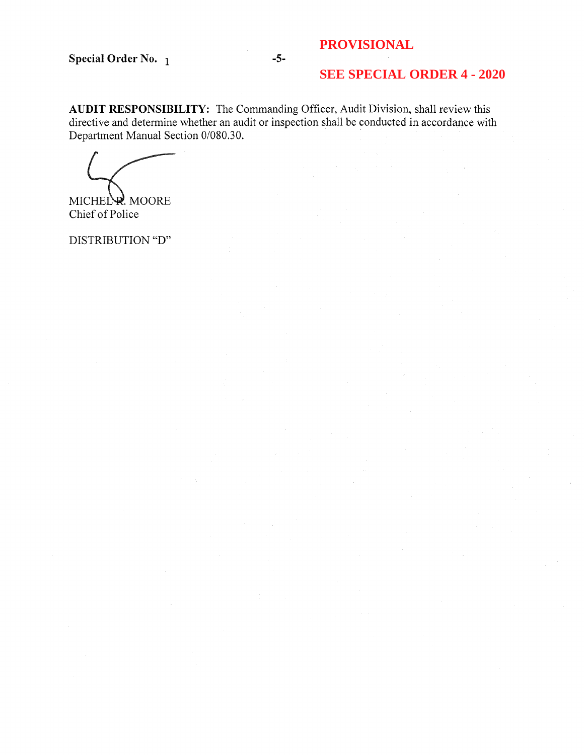**PROVISIONAL**

**SEE SPECIAL ORDER 4 - 2020**

**AUDIT RESPONSIBILITY:** The Commanding Officer, Audit Division, shall review this directive and determine whether an audit or inspection shall be conducted in accordance with Department Manual Section 0/080.30.

MICHEL R. MOORE
Chief of Police

DISTRIBUTION "D"